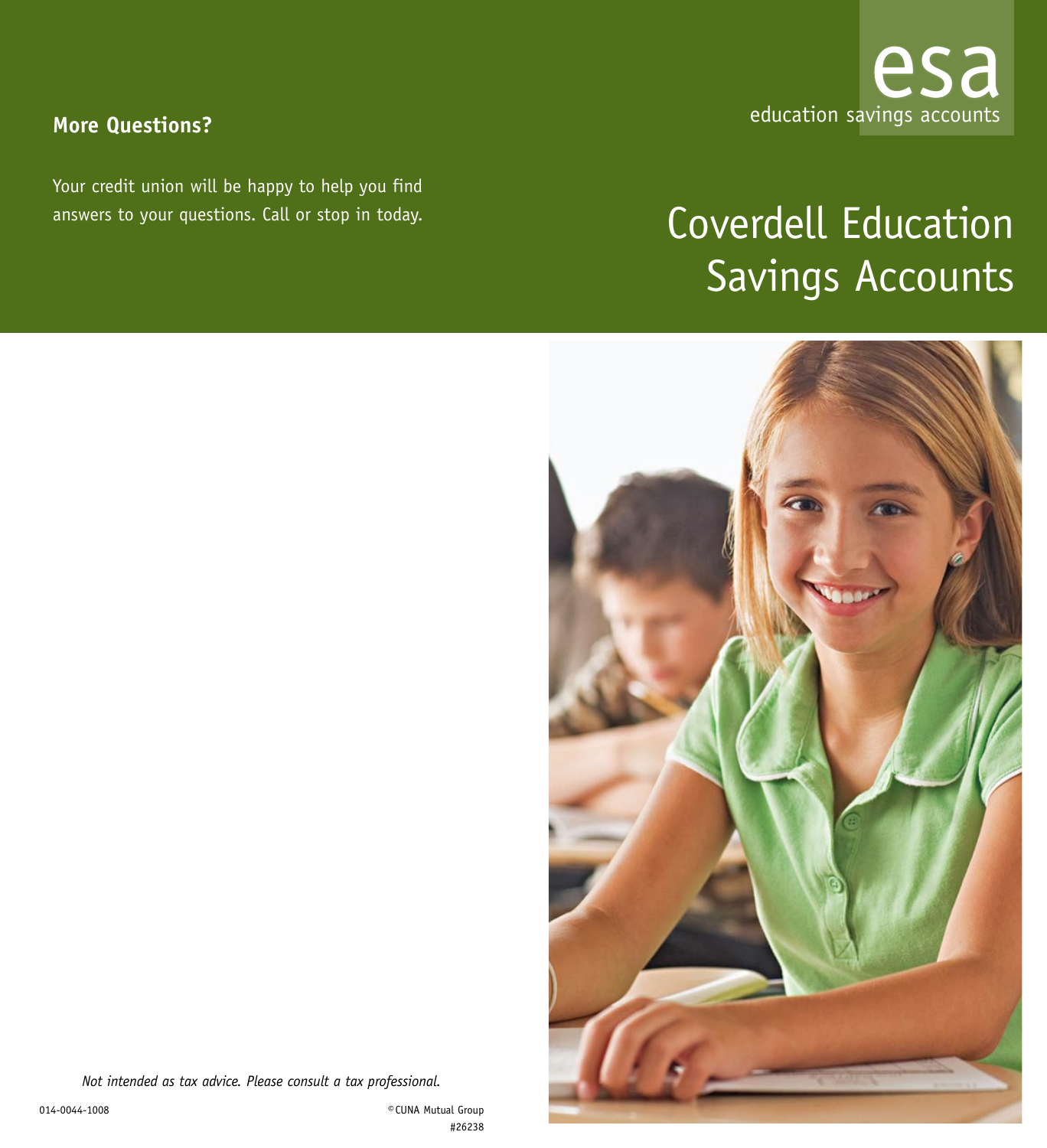## More Questions?

Your credit union will be happy to help you find answers to your questions. Call or stop in today.

*Not intended as tax advice. Please consult a tax professional.*

014-0044-1008

©CUNA Mutual Group
#26238

esa
education savings accounts

# Coverdell Education Savings Accounts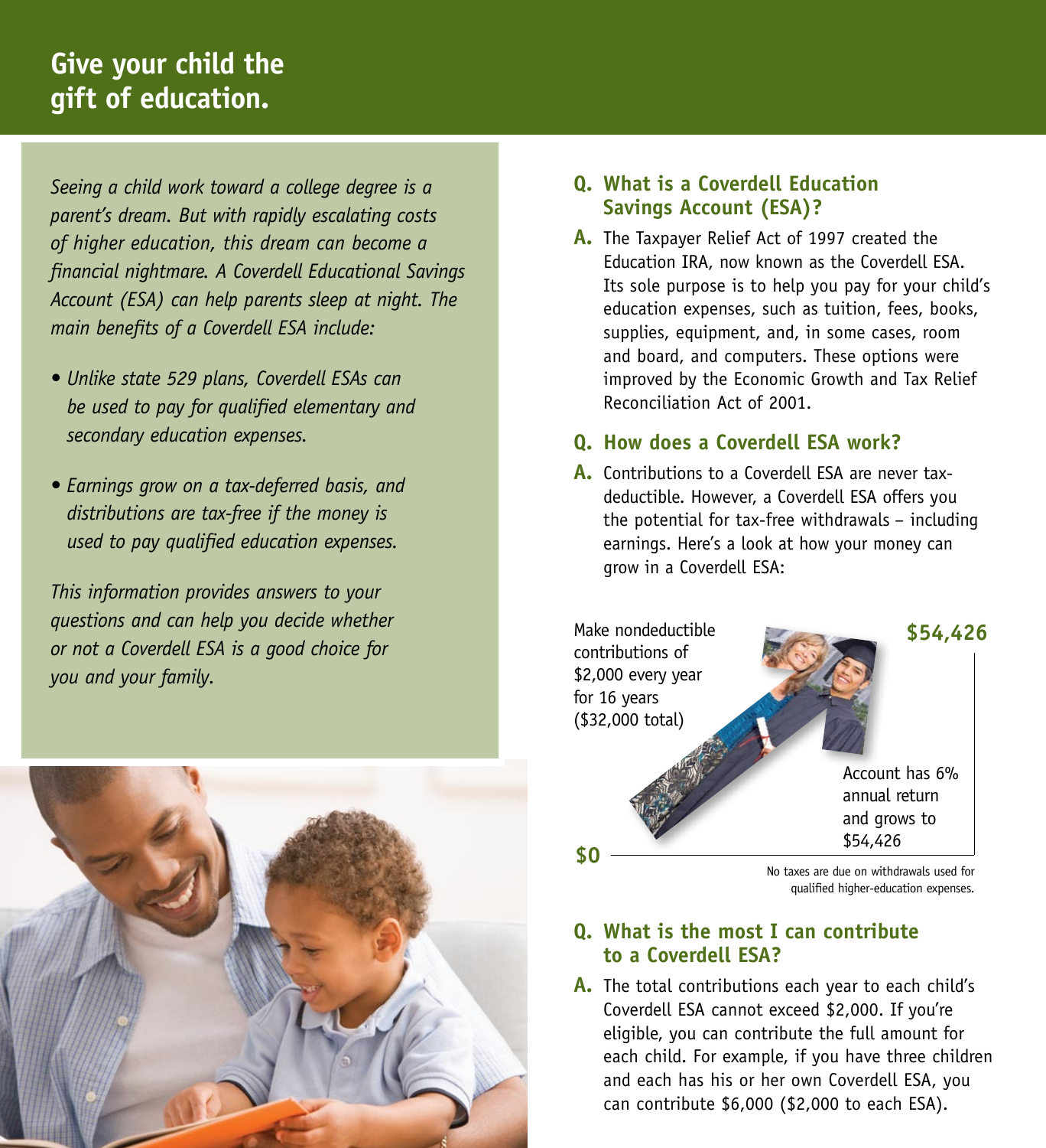# Give your child the gift of education.

*Seeing a child work toward a college degree is a parent's dream. But with rapidly escalating costs of higher education, this dream can become a financial nightmare. A Coverdell Educational Savings Account (ESA) can help parents sleep at night. The main benefits of a Coverdell ESA include:*

- *Unlike state 529 plans, Coverdell ESAs can be used to pay for qualified elementary and secondary education expenses.*
- *Earnings grow on a tax-deferred basis, and distributions are tax-free if the money is used to pay qualified education expenses.*

*This information provides answers to your questions and can help you decide whether or not a Coverdell ESA is a good choice for you and your family.*

### Q. What is a Coverdell Education Savings Account (ESA)?

**A.** The Taxpayer Relief Act of 1997 created the Education IRA, now known as the Coverdell ESA. Its sole purpose is to help you pay for your child's education expenses, such as tuition, fees, books, supplies, equipment, and, in some cases, room and board, and computers. These options were improved by the Economic Growth and Tax Relief Reconciliation Act of 2001.

### Q. How does a Coverdell ESA work?

**A.** Contributions to a Coverdell ESA are never tax-deductible. However, a Coverdell ESA offers you the potential for tax-free withdrawals – including earnings. Here's a look at how your money can grow in a Coverdell ESA:

Make nondeductible contributions of $2,000 every year for 16 years ($32,000 total)

**$54,426**

Account has 6% annual return and grows to $54,426

**$0**

No taxes are due on withdrawals used for qualified higher-education expenses.

### Q. What is the most I can contribute to a Coverdell ESA?

**A.** The total contributions each year to each child's Coverdell ESA cannot exceed $2,000. If you're eligible, you can contribute the full amount for each child. For example, if you have three children and each has his or her own Coverdell ESA, you can contribute $6,000 ($2,000 to each ESA).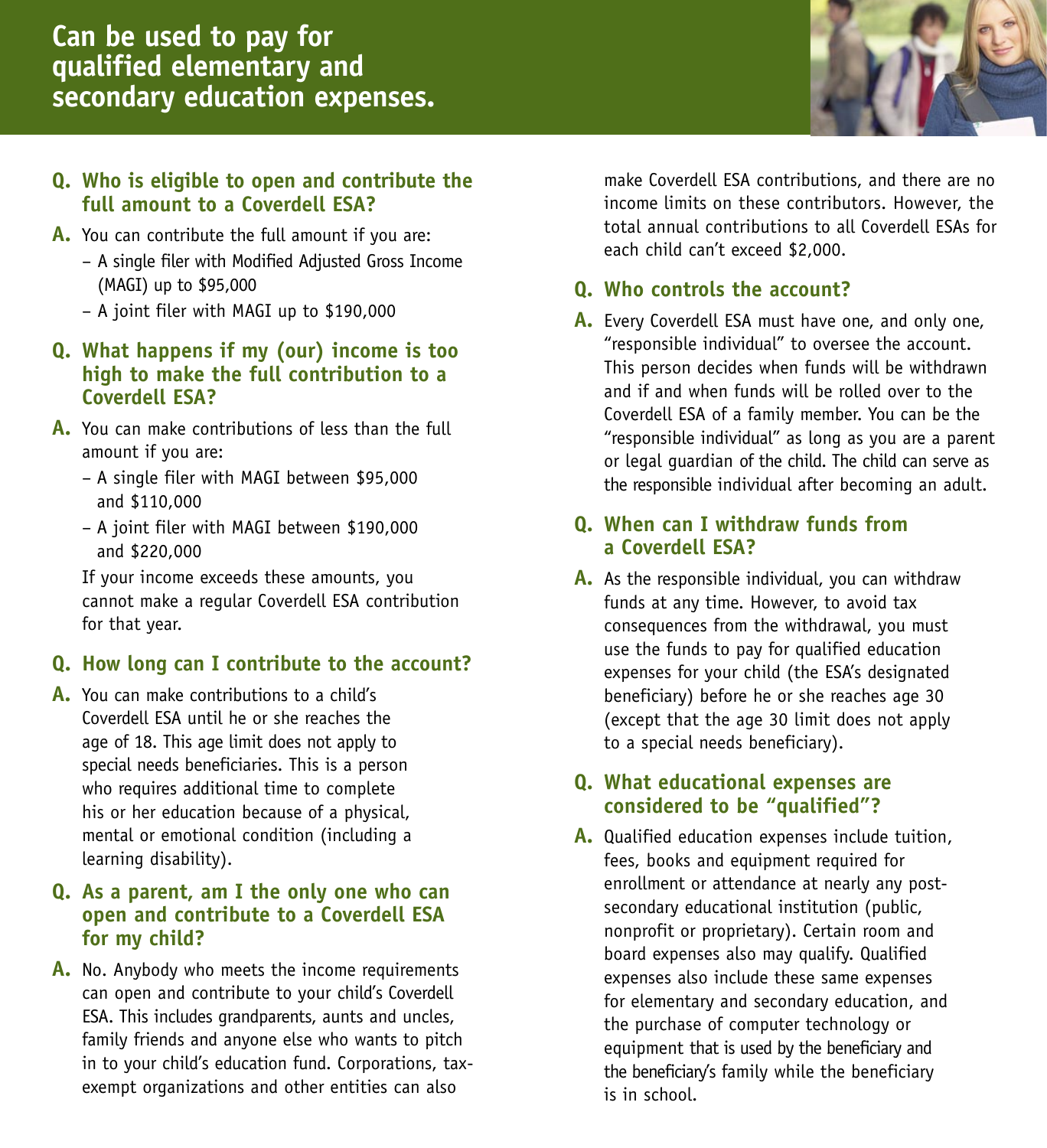# Can be used to pay for qualified elementary and secondary education expenses.

**Q. Who is eligible to open and contribute the full amount to a Coverdell ESA?**

**A.** You can contribute the full amount if you are:

- A single filer with Modified Adjusted Gross Income (MAGI) up to $95,000
- A joint filer with MAGI up to $190,000

**Q. What happens if my (our) income is too high to make the full contribution to a Coverdell ESA?**

**A.** You can make contributions of less than the full amount if you are:

- A single filer with MAGI between $95,000 and $110,000
- A joint filer with MAGI between $190,000 and $220,000

If your income exceeds these amounts, you cannot make a regular Coverdell ESA contribution for that year.

**Q. How long can I contribute to the account?**

**A.** You can make contributions to a child's Coverdell ESA until he or she reaches the age of 18. This age limit does not apply to special needs beneficiaries. This is a person who requires additional time to complete his or her education because of a physical, mental or emotional condition (including a learning disability).

**Q. As a parent, am I the only one who can open and contribute to a Coverdell ESA for my child?**

**A.** No. Anybody who meets the income requirements can open and contribute to your child's Coverdell ESA. This includes grandparents, aunts and uncles, family friends and anyone else who wants to pitch in to your child's education fund. Corporations, tax-exempt organizations and other entities can also make Coverdell ESA contributions, and there are no income limits on these contributors. However, the total annual contributions to all Coverdell ESAs for each child can't exceed $2,000.

**Q. Who controls the account?**

**A.** Every Coverdell ESA must have one, and only one, "responsible individual" to oversee the account. This person decides when funds will be withdrawn and if and when funds will be rolled over to the Coverdell ESA of a family member. You can be the "responsible individual" as long as you are a parent or legal guardian of the child. The child can serve as the responsible individual after becoming an adult.

**Q. When can I withdraw funds from a Coverdell ESA?**

**A.** As the responsible individual, you can withdraw funds at any time. However, to avoid tax consequences from the withdrawal, you must use the funds to pay for qualified education expenses for your child (the ESA's designated beneficiary) before he or she reaches age 30 (except that the age 30 limit does not apply to a special needs beneficiary).

**Q. What educational expenses are considered to be "qualified"?**

**A.** Qualified education expenses include tuition, fees, books and equipment required for enrollment or attendance at nearly any post-secondary educational institution (public, nonprofit or proprietary). Certain room and board expenses also may qualify. Qualified expenses also include these same expenses for elementary and secondary education, and the purchase of computer technology or equipment that is used by the beneficiary and the beneficiary's family while the beneficiary is in school.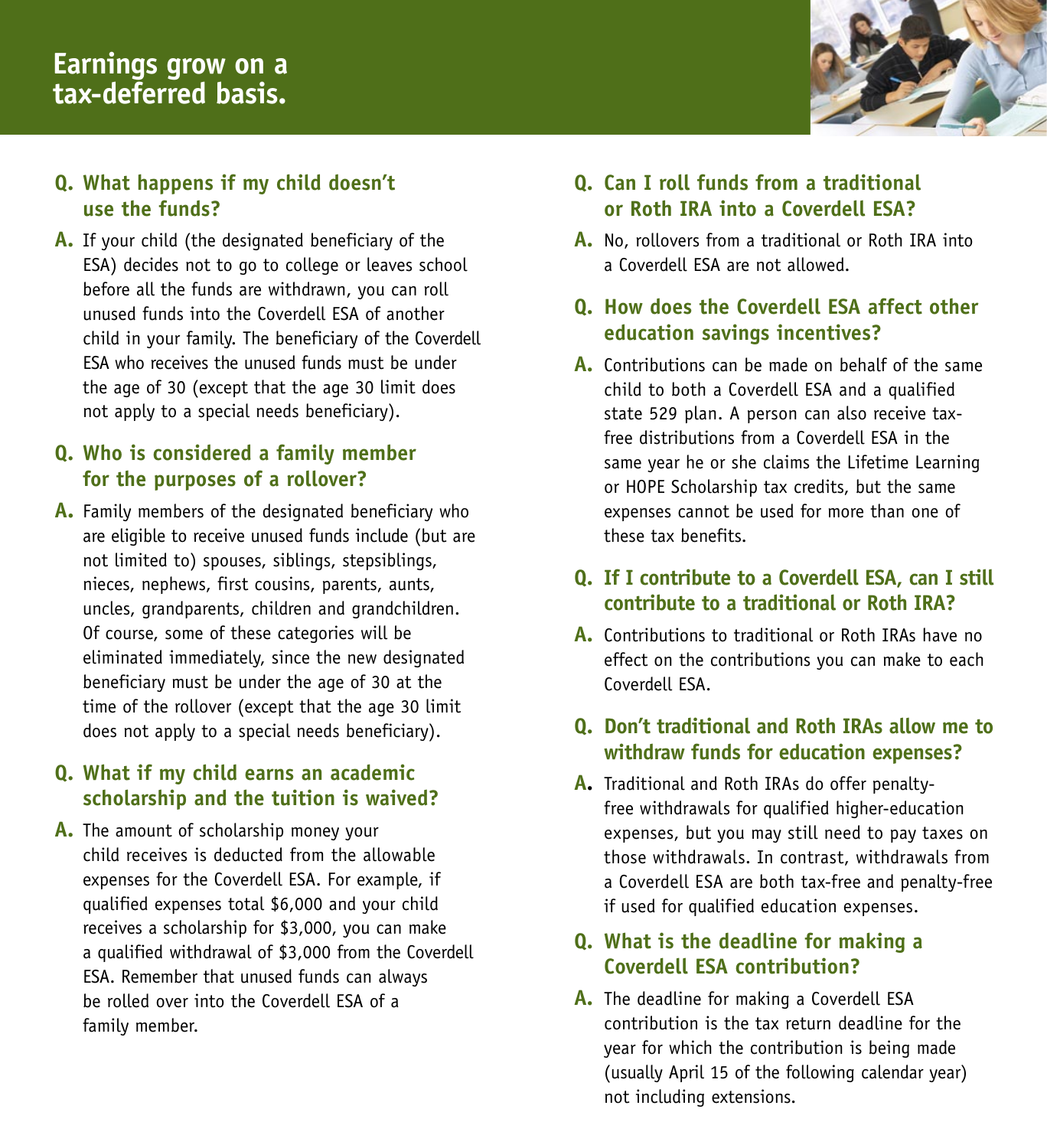# Earnings grow on a tax-deferred basis.

**Q. What happens if my child doesn't use the funds?**

**A.** If your child (the designated beneficiary of the ESA) decides not to go to college or leaves school before all the funds are withdrawn, you can roll unused funds into the Coverdell ESA of another child in your family. The beneficiary of the Coverdell ESA who receives the unused funds must be under the age of 30 (except that the age 30 limit does not apply to a special needs beneficiary).

**Q. Who is considered a family member for the purposes of a rollover?**

**A.** Family members of the designated beneficiary who are eligible to receive unused funds include (but are not limited to) spouses, siblings, stepsiblings, nieces, nephews, first cousins, parents, aunts, uncles, grandparents, children and grandchildren. Of course, some of these categories will be eliminated immediately, since the new designated beneficiary must be under the age of 30 at the time of the rollover (except that the age 30 limit does not apply to a special needs beneficiary).

**Q. What if my child earns an academic scholarship and the tuition is waived?**

**A.** The amount of scholarship money your child receives is deducted from the allowable expenses for the Coverdell ESA. For example, if qualified expenses total $6,000 and your child receives a scholarship for $3,000, you can make a qualified withdrawal of $3,000 from the Coverdell ESA. Remember that unused funds can always be rolled over into the Coverdell ESA of a family member.

**Q. Can I roll funds from a traditional or Roth IRA into a Coverdell ESA?**

**A.** No, rollovers from a traditional or Roth IRA into a Coverdell ESA are not allowed.

**Q. How does the Coverdell ESA affect other education savings incentives?**

**A.** Contributions can be made on behalf of the same child to both a Coverdell ESA and a qualified state 529 plan. A person can also receive tax-free distributions from a Coverdell ESA in the same year he or she claims the Lifetime Learning or HOPE Scholarship tax credits, but the same expenses cannot be used for more than one of these tax benefits.

**Q. If I contribute to a Coverdell ESA, can I still contribute to a traditional or Roth IRA?**

**A.** Contributions to traditional or Roth IRAs have no effect on the contributions you can make to each Coverdell ESA.

**Q. Don't traditional and Roth IRAs allow me to withdraw funds for education expenses?**

**A.** Traditional and Roth IRAs do offer penalty-free withdrawals for qualified higher-education expenses, but you may still need to pay taxes on those withdrawals. In contrast, withdrawals from a Coverdell ESA are both tax-free and penalty-free if used for qualified education expenses.

**Q. What is the deadline for making a Coverdell ESA contribution?**

**A.** The deadline for making a Coverdell ESA contribution is the tax return deadline for the year for which the contribution is being made (usually April 15 of the following calendar year) not including extensions.